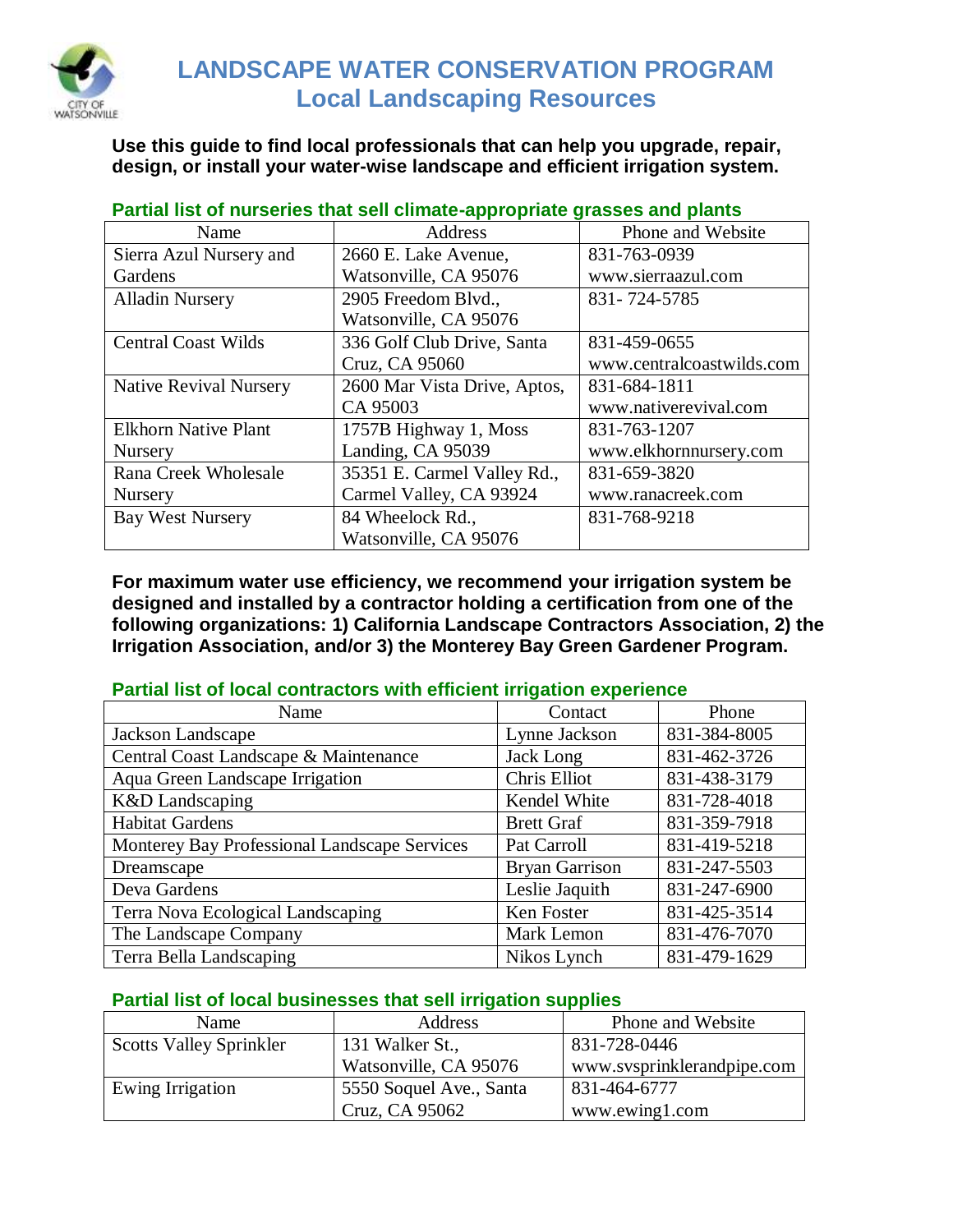# LANDSCAPE WATER CONSERVATION PROGRAM
## Local Landscaping Resources

**Use this guide to find local professionals that can help you upgrade, repair, design, or install your water-wise landscape and efficient irrigation system.**

### Partial list of nurseries that sell climate-appropriate grasses and plants

| Name | Address | Phone and Website |
|---|---|---|
| Sierra Azul Nursery and Gardens | 2660 E. Lake Avenue, Watsonville, CA 95076 | 831-763-0939 www.sierraazul.com |
| Alladin Nursery | 2905 Freedom Blvd., Watsonville, CA 95076 | 831- 724-5785 |
| Central Coast Wilds | 336 Golf Club Drive, Santa Cruz, CA 95060 | 831-459-0655 www.centralcoastwilds.com |
| Native Revival Nursery | 2600 Mar Vista Drive, Aptos, CA 95003 | 831-684-1811 www.nativerevival.com |
| Elkhorn Native Plant Nursery | 1757B Highway 1, Moss Landing, CA 95039 | 831-763-1207 www.elkhornnursery.com |
| Rana Creek Wholesale Nursery | 35351 E. Carmel Valley Rd., Carmel Valley, CA 93924 | 831-659-3820 www.ranacreek.com |
| Bay West Nursery | 84 Wheelock Rd., Watsonville, CA 95076 | 831-768-9218 |

**For maximum water use efficiency, we recommend your irrigation system be designed and installed by a contractor holding a certification from one of the following organizations: 1) California Landscape Contractors Association, 2) the Irrigation Association, and/or 3) the Monterey Bay Green Gardener Program.**

### Partial list of local contractors with efficient irrigation experience

| Name | Contact | Phone |
|---|---|---|
| Jackson Landscape | Lynne Jackson | 831-384-8005 |
| Central Coast Landscape & Maintenance | Jack Long | 831-462-3726 |
| Aqua Green Landscape Irrigation | Chris Elliot | 831-438-3179 |
| K&D Landscaping | Kendel White | 831-728-4018 |
| Habitat Gardens | Brett Graf | 831-359-7918 |
| Monterey Bay Professional Landscape Services | Pat Carroll | 831-419-5218 |
| Dreamscape | Bryan Garrison | 831-247-5503 |
| Deva Gardens | Leslie Jaquith | 831-247-6900 |
| Terra Nova Ecological Landscaping | Ken Foster | 831-425-3514 |
| The Landscape Company | Mark Lemon | 831-476-7070 |
| Terra Bella Landscaping | Nikos Lynch | 831-479-1629 |

### Partial list of local businesses that sell irrigation supplies

| Name | Address | Phone and Website |
|---|---|---|
| Scotts Valley Sprinkler | 131 Walker St., Watsonville, CA 95076 | 831-728-0446 www.svsprinklerandpipe.com |
| Ewing Irrigation | 5550 Soquel Ave., Santa Cruz, CA 95062 | 831-464-6777 www.ewing1.com |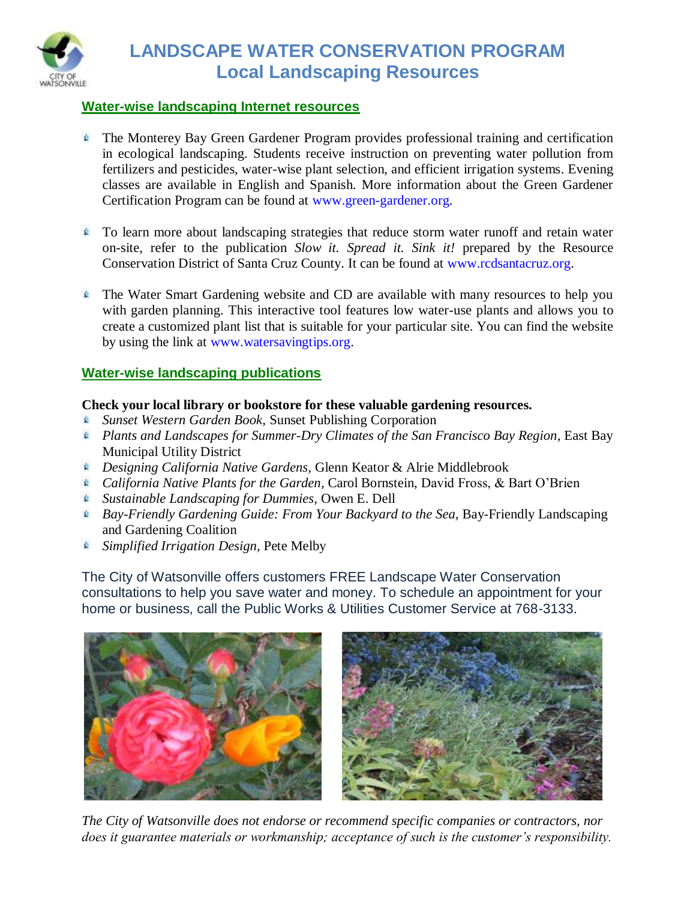# LANDSCAPE WATER CONSERVATION PROGRAM
## Local Landscaping Resources

### Water-wise landscaping Internet resources

- The Monterey Bay Green Gardener Program provides professional training and certification in ecological landscaping. Students receive instruction on preventing water pollution from fertilizers and pesticides, water-wise plant selection, and efficient irrigation systems. Evening classes are available in English and Spanish. More information about the Green Gardener Certification Program can be found at www.green-gardener.org.

- To learn more about landscaping strategies that reduce storm water runoff and retain water on-site, refer to the publication *Slow it. Spread it. Sink it!* prepared by the Resource Conservation District of Santa Cruz County. It can be found at www.rcdsantacruz.org.

- The Water Smart Gardening website and CD are available with many resources to help you with garden planning. This interactive tool features low water-use plants and allows you to create a customized plant list that is suitable for your particular site. You can find the website by using the link at www.watersavingtips.org.

### Water-wise landscaping publications

**Check your local library or bookstore for these valuable gardening resources.**

- *Sunset Western Garden Book,* Sunset Publishing Corporation
- *Plants and Landscapes for Summer-Dry Climates of the San Francisco Bay Region,* East Bay Municipal Utility District
- *Designing California Native Gardens,* Glenn Keator & Alrie Middlebrook
- *California Native Plants for the Garden,* Carol Bornstein, David Fross, & Bart O'Brien
- *Sustainable Landscaping for Dummies,* Owen E. Dell
- *Bay-Friendly Gardening Guide: From Your Backyard to the Sea,* Bay-Friendly Landscaping and Gardening Coalition
- *Simplified Irrigation Design,* Pete Melby

The City of Watsonville offers customers FREE Landscape Water Conservation consultations to help you save water and money. To schedule an appointment for your home or business, call the Public Works & Utilities Customer Service at 768-3133.

*The City of Watsonville does not endorse or recommend specific companies or contractors, nor does it guarantee materials or workmanship; acceptance of such is the customer's responsibility.*